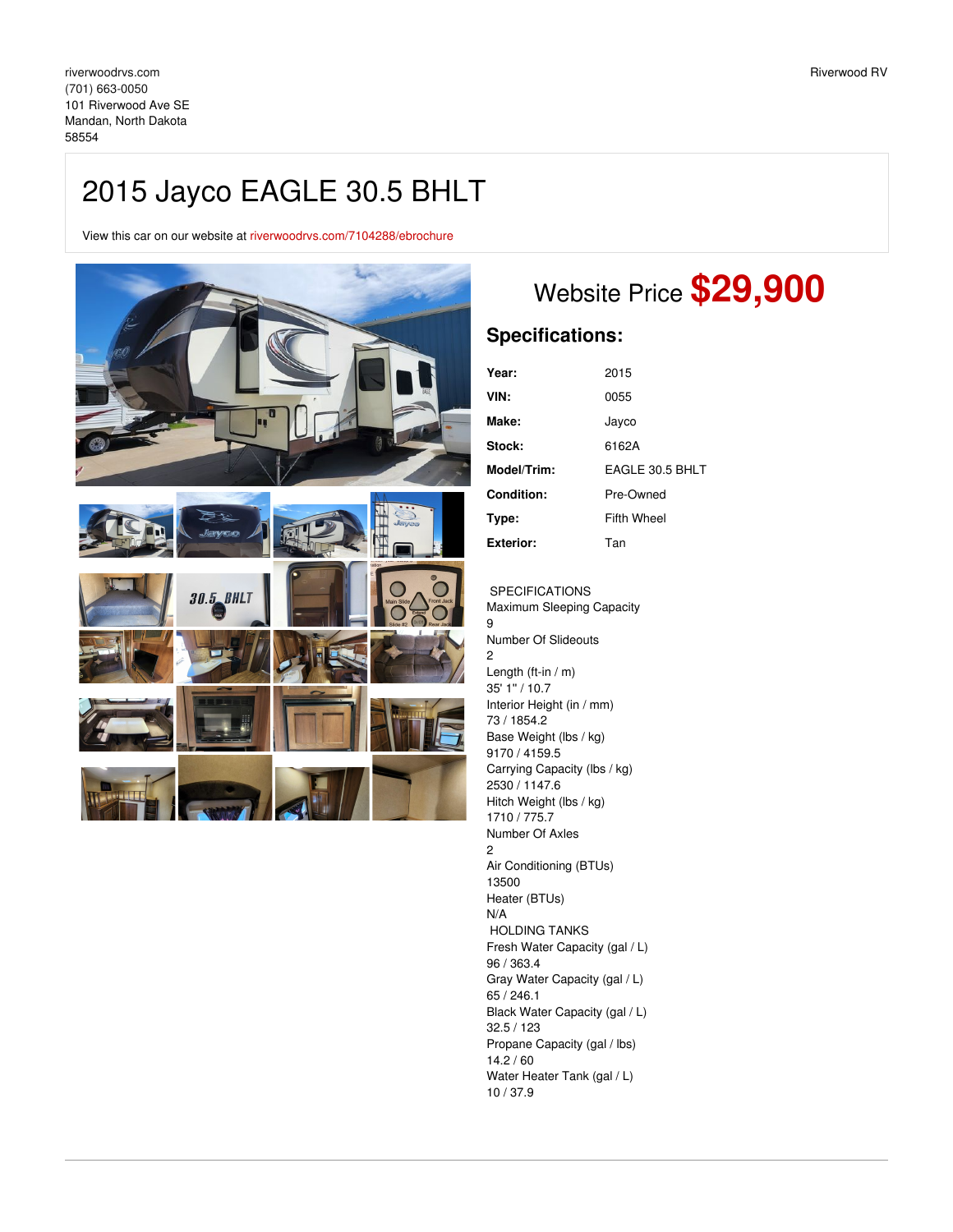riverwoodrvs.com
(701) 663-0050
101 Riverwood Ave SE
Mandan, North Dakota
58554

Riverwood RV

# 2015 Jayco EAGLE 30.5 BHLT

View this car on our website at riverwoodrvs.com/7104288/ebrochure

## Website Price **$29,900**

## Specifications:

| | |
|---|---|
| **Year:** | 2015 |
| **VIN:** | 0055 |
| **Make:** | Jayco |
| **Stock:** | 6162A |
| **Model/Trim:** | EAGLE 30.5 BHLT |
| **Condition:** | Pre-Owned |
| **Type:** | Fifth Wheel |
| **Exterior:** | Tan |

SPECIFICATIONS
Maximum Sleeping Capacity
9
Number Of Slideouts
2
Length (ft-in / m)
35' 1" / 10.7
Interior Height (in / mm)
73 / 1854.2
Base Weight (lbs / kg)
9170 / 4159.5
Carrying Capacity (lbs / kg)
2530 / 1147.6
Hitch Weight (lbs / kg)
1710 / 775.7
Number Of Axles
2
Air Conditioning (BTUs)
13500
Heater (BTUs)
N/A
HOLDING TANKS
Fresh Water Capacity (gal / L)
96 / 363.4
Gray Water Capacity (gal / L)
65 / 246.1
Black Water Capacity (gal / L)
32.5 / 123
Propane Capacity (gal / lbs)
14.2 / 60
Water Heater Tank (gal / L)
10 / 37.9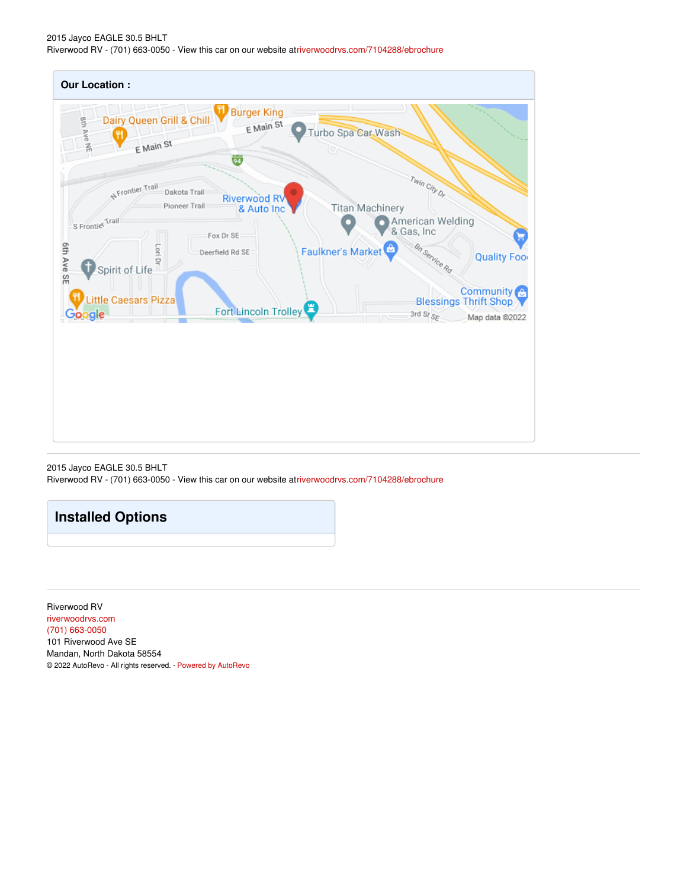## Our Location :

## Installed Options

Riverwood RV
riverwoodrvs.com
(701) 663-0050
101 Riverwood Ave SE
Mandan, North Dakota 58554
© 2022 AutoRevo - All rights reserved. - Powered by AutoRevo